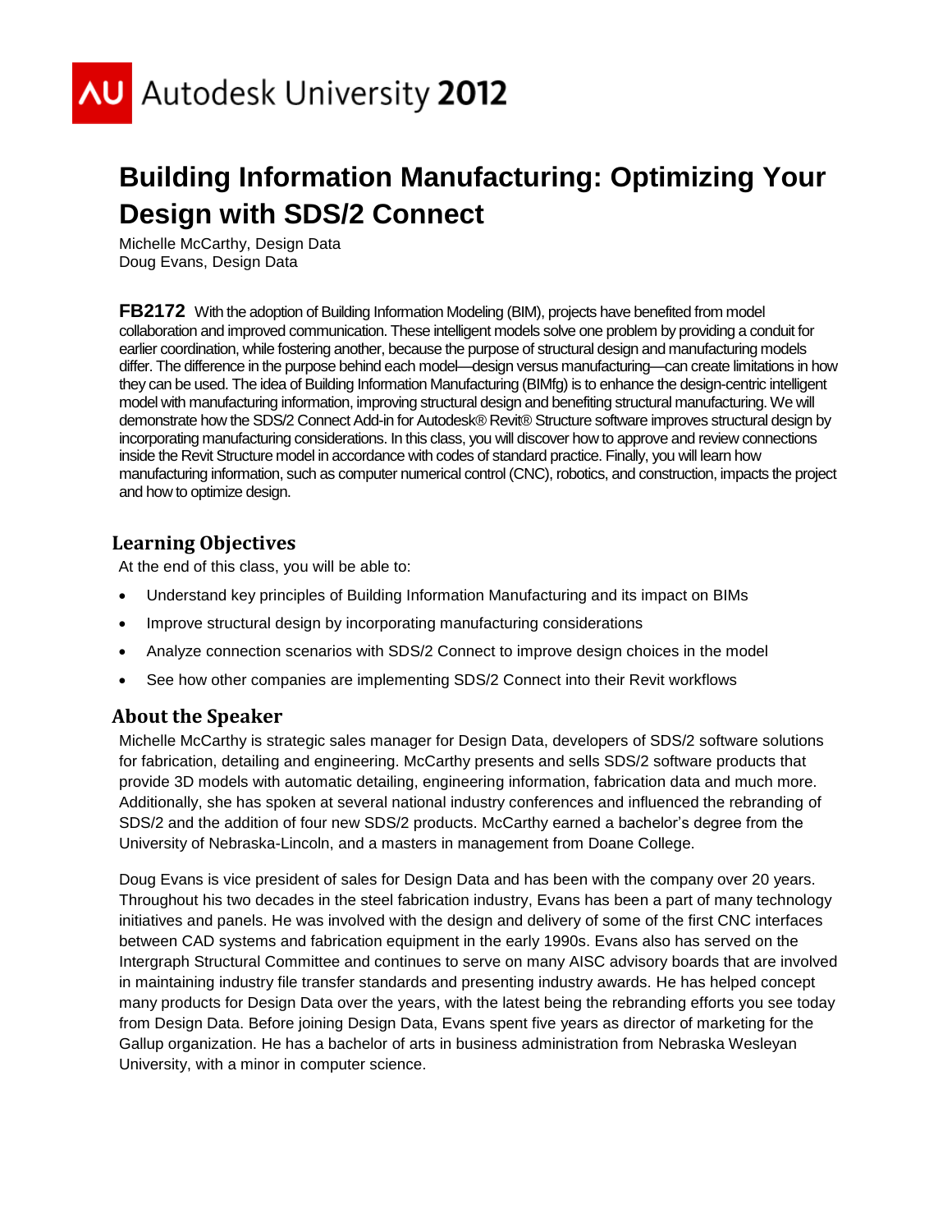# Building Information Manufacturing: Optimizing Your Design with SDS/2 Connect

Michelle McCarthy, Design Data
Doug Evans, Design Data

**FB2172** With the adoption of Building Information Modeling (BIM), projects have benefited from model collaboration and improved communication. These intelligent models solve one problem by providing a conduit for earlier coordination, while fostering another, because the purpose of structural design and manufacturing models differ. The difference in the purpose behind each model—design versus manufacturing—can create limitations in how they can be used. The idea of Building Information Manufacturing (BIMfg) is to enhance the design-centric intelligent model with manufacturing information, improving structural design and benefiting structural manufacturing. We will demonstrate how the SDS/2 Connect Add-in for Autodesk® Revit® Structure software improves structural design by incorporating manufacturing considerations. In this class, you will discover how to approve and review connections inside the Revit Structure model in accordance with codes of standard practice. Finally, you will learn how manufacturing information, such as computer numerical control (CNC), robotics, and construction, impacts the project and how to optimize design.

## Learning Objectives

At the end of this class, you will be able to:

- Understand key principles of Building Information Manufacturing and its impact on BIMs
- Improve structural design by incorporating manufacturing considerations
- Analyze connection scenarios with SDS/2 Connect to improve design choices in the model
- See how other companies are implementing SDS/2 Connect into their Revit workflows

## About the Speaker

Michelle McCarthy is strategic sales manager for Design Data, developers of SDS/2 software solutions for fabrication, detailing and engineering. McCarthy presents and sells SDS/2 software products that provide 3D models with automatic detailing, engineering information, fabrication data and much more. Additionally, she has spoken at several national industry conferences and influenced the rebranding of SDS/2 and the addition of four new SDS/2 products. McCarthy earned a bachelor's degree from the University of Nebraska-Lincoln, and a masters in management from Doane College.

Doug Evans is vice president of sales for Design Data and has been with the company over 20 years. Throughout his two decades in the steel fabrication industry, Evans has been a part of many technology initiatives and panels. He was involved with the design and delivery of some of the first CNC interfaces between CAD systems and fabrication equipment in the early 1990s. Evans also has served on the Intergraph Structural Committee and continues to serve on many AISC advisory boards that are involved in maintaining industry file transfer standards and presenting industry awards. He has helped concept many products for Design Data over the years, with the latest being the rebranding efforts you see today from Design Data. Before joining Design Data, Evans spent five years as director of marketing for the Gallup organization. He has a bachelor of arts in business administration from Nebraska Wesleyan University, with a minor in computer science.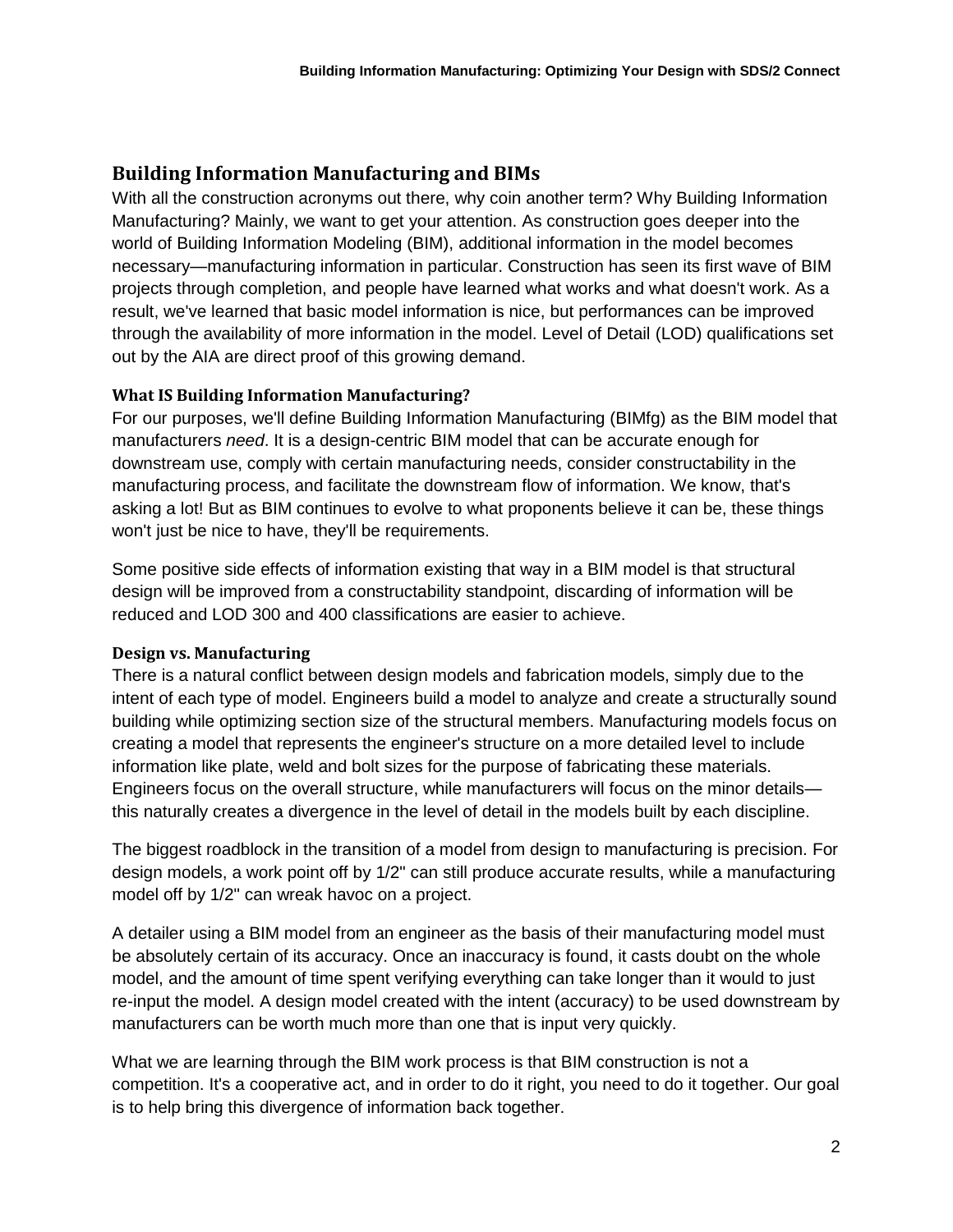## Building Information Manufacturing and BIMs

With all the construction acronyms out there, why coin another term? Why Building Information Manufacturing? Mainly, we want to get your attention. As construction goes deeper into the world of Building Information Modeling (BIM), additional information in the model becomes necessary—manufacturing information in particular. Construction has seen its first wave of BIM projects through completion, and people have learned what works and what doesn't work. As a result, we've learned that basic model information is nice, but performances can be improved through the availability of more information in the model. Level of Detail (LOD) qualifications set out by the AIA are direct proof of this growing demand.

### What IS Building Information Manufacturing?

For our purposes, we'll define Building Information Manufacturing (BIMfg) as the BIM model that manufacturers *need*. It is a design-centric BIM model that can be accurate enough for downstream use, comply with certain manufacturing needs, consider constructability in the manufacturing process, and facilitate the downstream flow of information. We know, that's asking a lot! But as BIM continues to evolve to what proponents believe it can be, these things won't just be nice to have, they'll be requirements.

Some positive side effects of information existing that way in a BIM model is that structural design will be improved from a constructability standpoint, discarding of information will be reduced and LOD 300 and 400 classifications are easier to achieve.

### Design vs. Manufacturing

There is a natural conflict between design models and fabrication models, simply due to the intent of each type of model. Engineers build a model to analyze and create a structurally sound building while optimizing section size of the structural members. Manufacturing models focus on creating a model that represents the engineer's structure on a more detailed level to include information like plate, weld and bolt sizes for the purpose of fabricating these materials. Engineers focus on the overall structure, while manufacturers will focus on the minor details—this naturally creates a divergence in the level of detail in the models built by each discipline.

The biggest roadblock in the transition of a model from design to manufacturing is precision. For design models, a work point off by 1/2" can still produce accurate results, while a manufacturing model off by 1/2" can wreak havoc on a project.

A detailer using a BIM model from an engineer as the basis of their manufacturing model must be absolutely certain of its accuracy. Once an inaccuracy is found, it casts doubt on the whole model, and the amount of time spent verifying everything can take longer than it would to just re-input the model. A design model created with the intent (accuracy) to be used downstream by manufacturers can be worth much more than one that is input very quickly.

What we are learning through the BIM work process is that BIM construction is not a competition. It's a cooperative act, and in order to do it right, you need to do it together. Our goal is to help bring this divergence of information back together.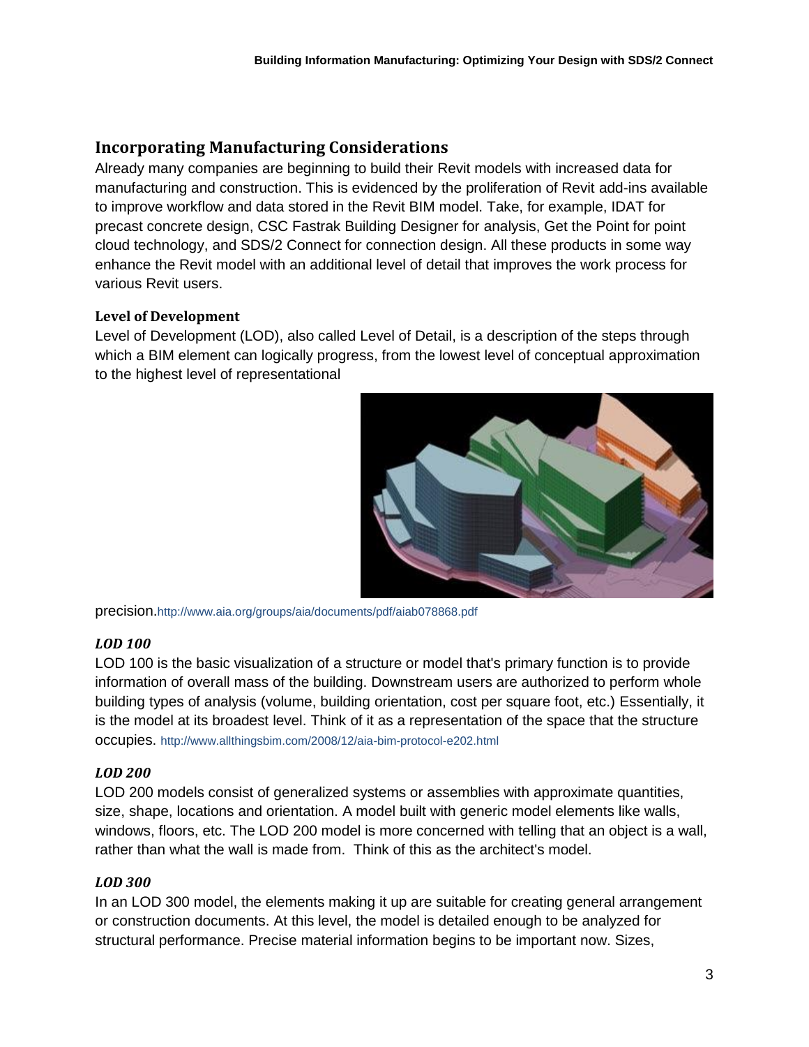## Incorporating Manufacturing Considerations

Already many companies are beginning to build their Revit models with increased data for manufacturing and construction. This is evidenced by the proliferation of Revit add-ins available to improve workflow and data stored in the Revit BIM model. Take, for example, IDAT for precast concrete design, CSC Fastrak Building Designer for analysis, Get the Point for point cloud technology, and SDS/2 Connect for connection design. All these products in some way enhance the Revit model with an additional level of detail that improves the work process for various Revit users.

### Level of Development

Level of Development (LOD), also called Level of Detail, is a description of the steps through which a BIM element can logically progress, from the lowest level of conceptual approximation to the highest level of representational precision. http://www.aia.org/groups/aia/documents/pdf/aiab078868.pdf

#### *LOD 100*

LOD 100 is the basic visualization of a structure or model that's primary function is to provide information of overall mass of the building. Downstream users are authorized to perform whole building types of analysis (volume, building orientation, cost per square foot, etc.) Essentially, it is the model at its broadest level. Think of it as a representation of the space that the structure occupies. http://www.allthingsbim.com/2008/12/aia-bim-protocol-e202.html

#### *LOD 200*

LOD 200 models consist of generalized systems or assemblies with approximate quantities, size, shape, locations and orientation. A model built with generic model elements like walls, windows, floors, etc. The LOD 200 model is more concerned with telling that an object is a wall, rather than what the wall is made from. Think of this as the architect's model.

#### *LOD 300*

In an LOD 300 model, the elements making it up are suitable for creating general arrangement or construction documents. At this level, the model is detailed enough to be analyzed for structural performance. Precise material information begins to be important now. Sizes,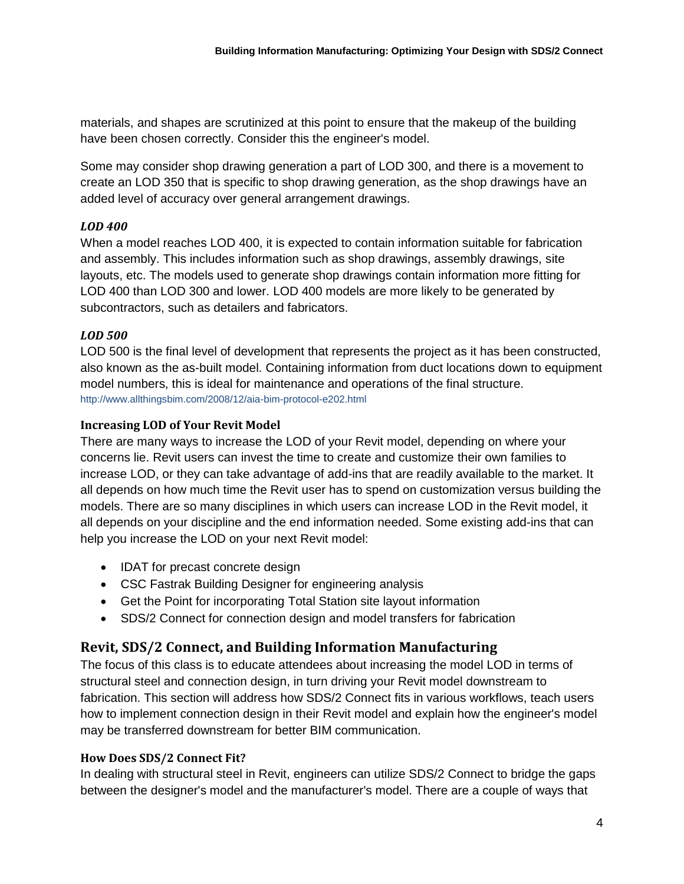materials, and shapes are scrutinized at this point to ensure that the makeup of the building have been chosen correctly. Consider this the engineer's model.

Some may consider shop drawing generation a part of LOD 300, and there is a movement to create an LOD 350 that is specific to shop drawing generation, as the shop drawings have an added level of accuracy over general arrangement drawings.

#### *LOD 400*

When a model reaches LOD 400, it is expected to contain information suitable for fabrication and assembly. This includes information such as shop drawings, assembly drawings, site layouts, etc. The models used to generate shop drawings contain information more fitting for LOD 400 than LOD 300 and lower. LOD 400 models are more likely to be generated by subcontractors, such as detailers and fabricators.

#### *LOD 500*

LOD 500 is the final level of development that represents the project as it has been constructed, also known as the as-built model. Containing information from duct locations down to equipment model numbers, this is ideal for maintenance and operations of the final structure.
http://www.allthingsbim.com/2008/12/aia-bim-protocol-e202.html

### Increasing LOD of Your Revit Model

There are many ways to increase the LOD of your Revit model, depending on where your concerns lie. Revit users can invest the time to create and customize their own families to increase LOD, or they can take advantage of add-ins that are readily available to the market. It all depends on how much time the Revit user has to spend on customization versus building the models. There are so many disciplines in which users can increase LOD in the Revit model, it all depends on your discipline and the end information needed. Some existing add-ins that can help you increase the LOD on your next Revit model:

- IDAT for precast concrete design
- CSC Fastrak Building Designer for engineering analysis
- Get the Point for incorporating Total Station site layout information
- SDS/2 Connect for connection design and model transfers for fabrication

## Revit, SDS/2 Connect, and Building Information Manufacturing

The focus of this class is to educate attendees about increasing the model LOD in terms of structural steel and connection design, in turn driving your Revit model downstream to fabrication. This section will address how SDS/2 Connect fits in various workflows, teach users how to implement connection design in their Revit model and explain how the engineer's model may be transferred downstream for better BIM communication.

### How Does SDS/2 Connect Fit?

In dealing with structural steel in Revit, engineers can utilize SDS/2 Connect to bridge the gaps between the designer's model and the manufacturer's model. There are a couple of ways that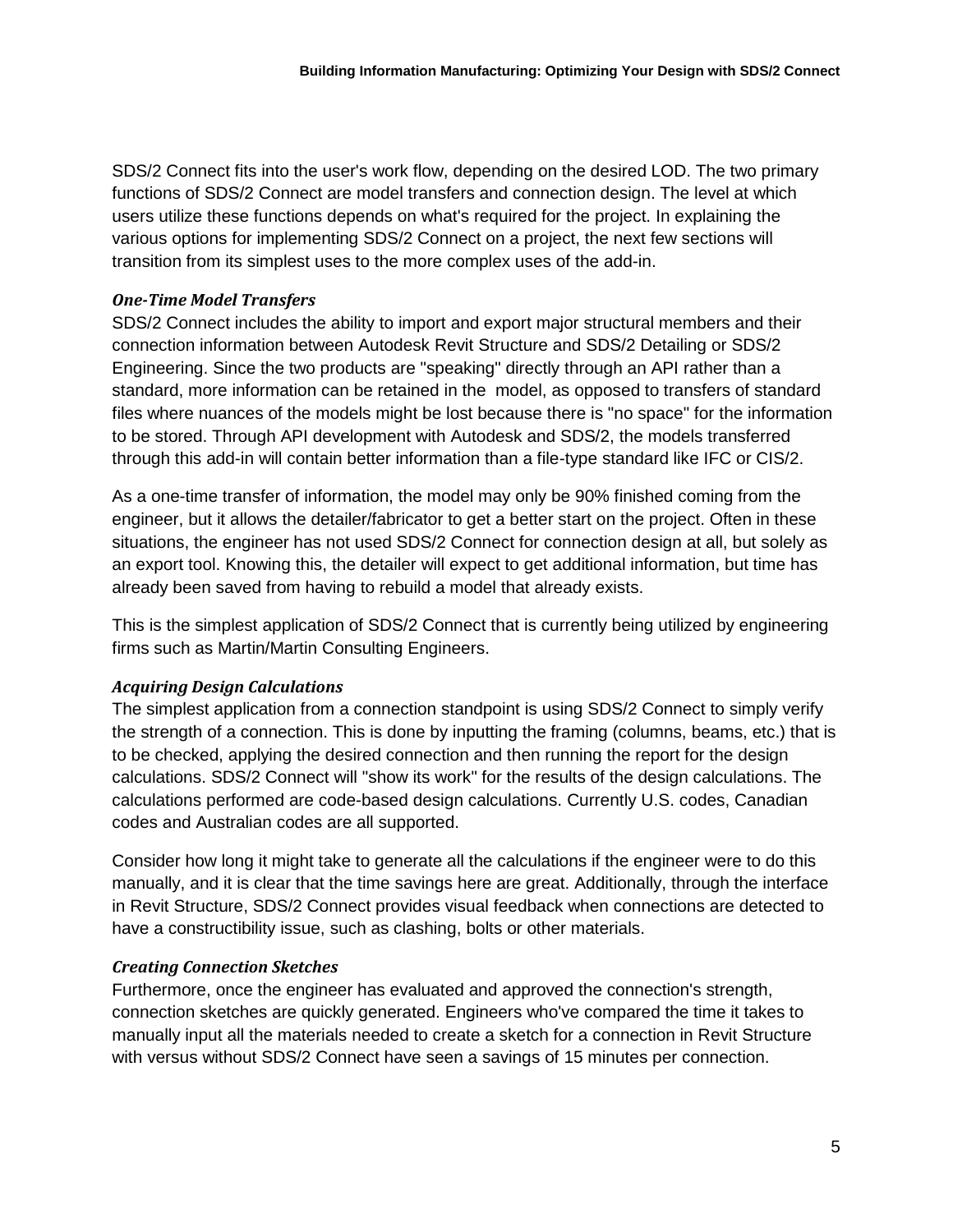SDS/2 Connect fits into the user's work flow, depending on the desired LOD. The two primary functions of SDS/2 Connect are model transfers and connection design. The level at which users utilize these functions depends on what's required for the project. In explaining the various options for implementing SDS/2 Connect on a project, the next few sections will transition from its simplest uses to the more complex uses of the add-in.

***One-Time Model Transfers***

SDS/2 Connect includes the ability to import and export major structural members and their connection information between Autodesk Revit Structure and SDS/2 Detailing or SDS/2 Engineering. Since the two products are "speaking" directly through an API rather than a standard, more information can be retained in the model, as opposed to transfers of standard files where nuances of the models might be lost because there is "no space" for the information to be stored. Through API development with Autodesk and SDS/2, the models transferred through this add-in will contain better information than a file-type standard like IFC or CIS/2.

As a one-time transfer of information, the model may only be 90% finished coming from the engineer, but it allows the detailer/fabricator to get a better start on the project. Often in these situations, the engineer has not used SDS/2 Connect for connection design at all, but solely as an export tool. Knowing this, the detailer will expect to get additional information, but time has already been saved from having to rebuild a model that already exists.

This is the simplest application of SDS/2 Connect that is currently being utilized by engineering firms such as Martin/Martin Consulting Engineers.

***Acquiring Design Calculations***

The simplest application from a connection standpoint is using SDS/2 Connect to simply verify the strength of a connection. This is done by inputting the framing (columns, beams, etc.) that is to be checked, applying the desired connection and then running the report for the design calculations. SDS/2 Connect will "show its work" for the results of the design calculations. The calculations performed are code-based design calculations. Currently U.S. codes, Canadian codes and Australian codes are all supported.

Consider how long it might take to generate all the calculations if the engineer were to do this manually, and it is clear that the time savings here are great. Additionally, through the interface in Revit Structure, SDS/2 Connect provides visual feedback when connections are detected to have a constructibility issue, such as clashing, bolts or other materials.

***Creating Connection Sketches***

Furthermore, once the engineer has evaluated and approved the connection's strength, connection sketches are quickly generated. Engineers who've compared the time it takes to manually input all the materials needed to create a sketch for a connection in Revit Structure with versus without SDS/2 Connect have seen a savings of 15 minutes per connection.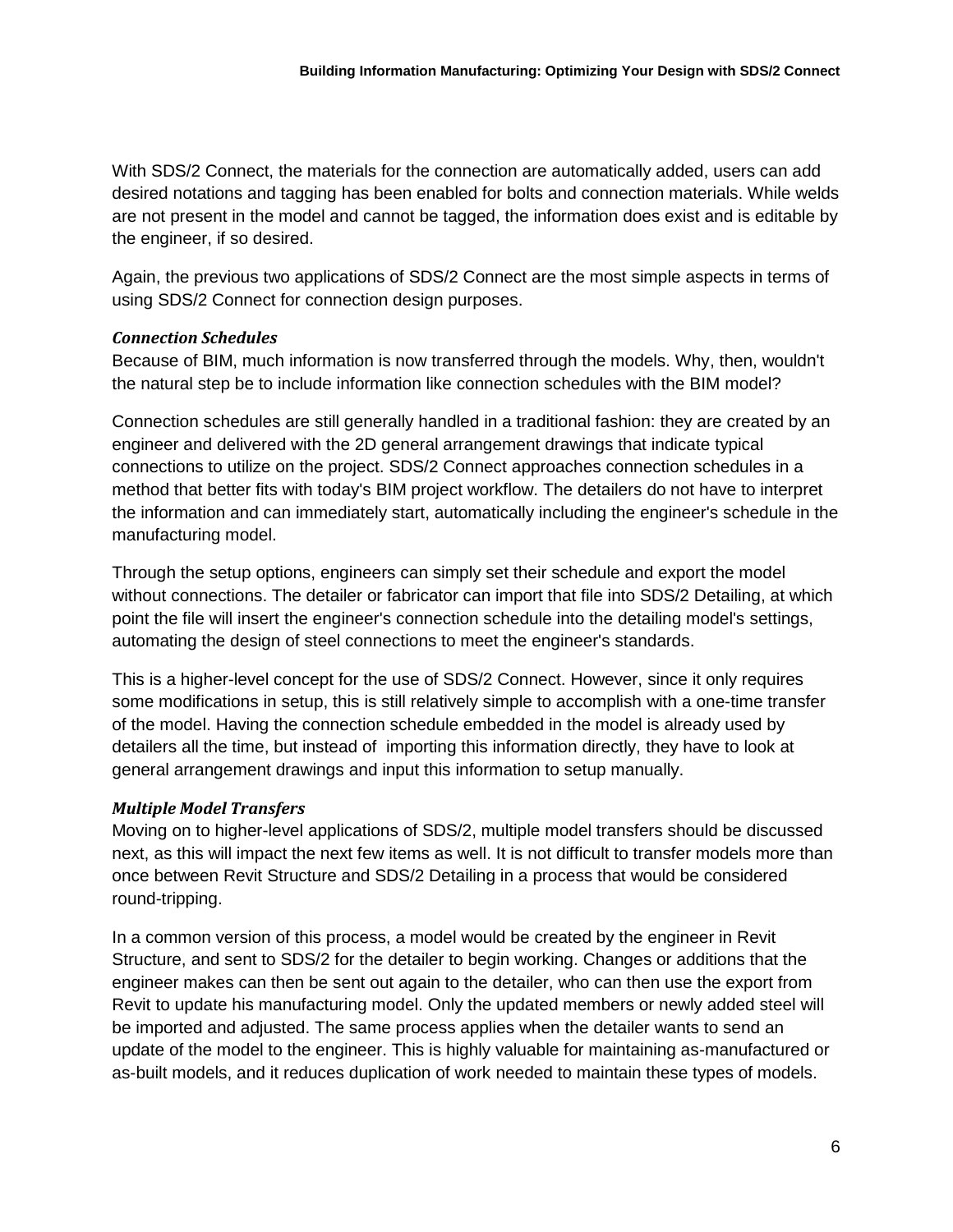With SDS/2 Connect, the materials for the connection are automatically added, users can add desired notations and tagging has been enabled for bolts and connection materials. While welds are not present in the model and cannot be tagged, the information does exist and is editable by the engineer, if so desired.

Again, the previous two applications of SDS/2 Connect are the most simple aspects in terms of using SDS/2 Connect for connection design purposes.

### *Connection Schedules*

Because of BIM, much information is now transferred through the models. Why, then, wouldn't the natural step be to include information like connection schedules with the BIM model?

Connection schedules are still generally handled in a traditional fashion: they are created by an engineer and delivered with the 2D general arrangement drawings that indicate typical connections to utilize on the project. SDS/2 Connect approaches connection schedules in a method that better fits with today's BIM project workflow. The detailers do not have to interpret the information and can immediately start, automatically including the engineer's schedule in the manufacturing model.

Through the setup options, engineers can simply set their schedule and export the model without connections. The detailer or fabricator can import that file into SDS/2 Detailing, at which point the file will insert the engineer's connection schedule into the detailing model's settings, automating the design of steel connections to meet the engineer's standards.

This is a higher-level concept for the use of SDS/2 Connect. However, since it only requires some modifications in setup, this is still relatively simple to accomplish with a one-time transfer of the model. Having the connection schedule embedded in the model is already used by detailers all the time, but instead of importing this information directly, they have to look at general arrangement drawings and input this information to setup manually.

### *Multiple Model Transfers*

Moving on to higher-level applications of SDS/2, multiple model transfers should be discussed next, as this will impact the next few items as well. It is not difficult to transfer models more than once between Revit Structure and SDS/2 Detailing in a process that would be considered round-tripping.

In a common version of this process, a model would be created by the engineer in Revit Structure, and sent to SDS/2 for the detailer to begin working. Changes or additions that the engineer makes can then be sent out again to the detailer, who can then use the export from Revit to update his manufacturing model. Only the updated members or newly added steel will be imported and adjusted. The same process applies when the detailer wants to send an update of the model to the engineer. This is highly valuable for maintaining as-manufactured or as-built models, and it reduces duplication of work needed to maintain these types of models.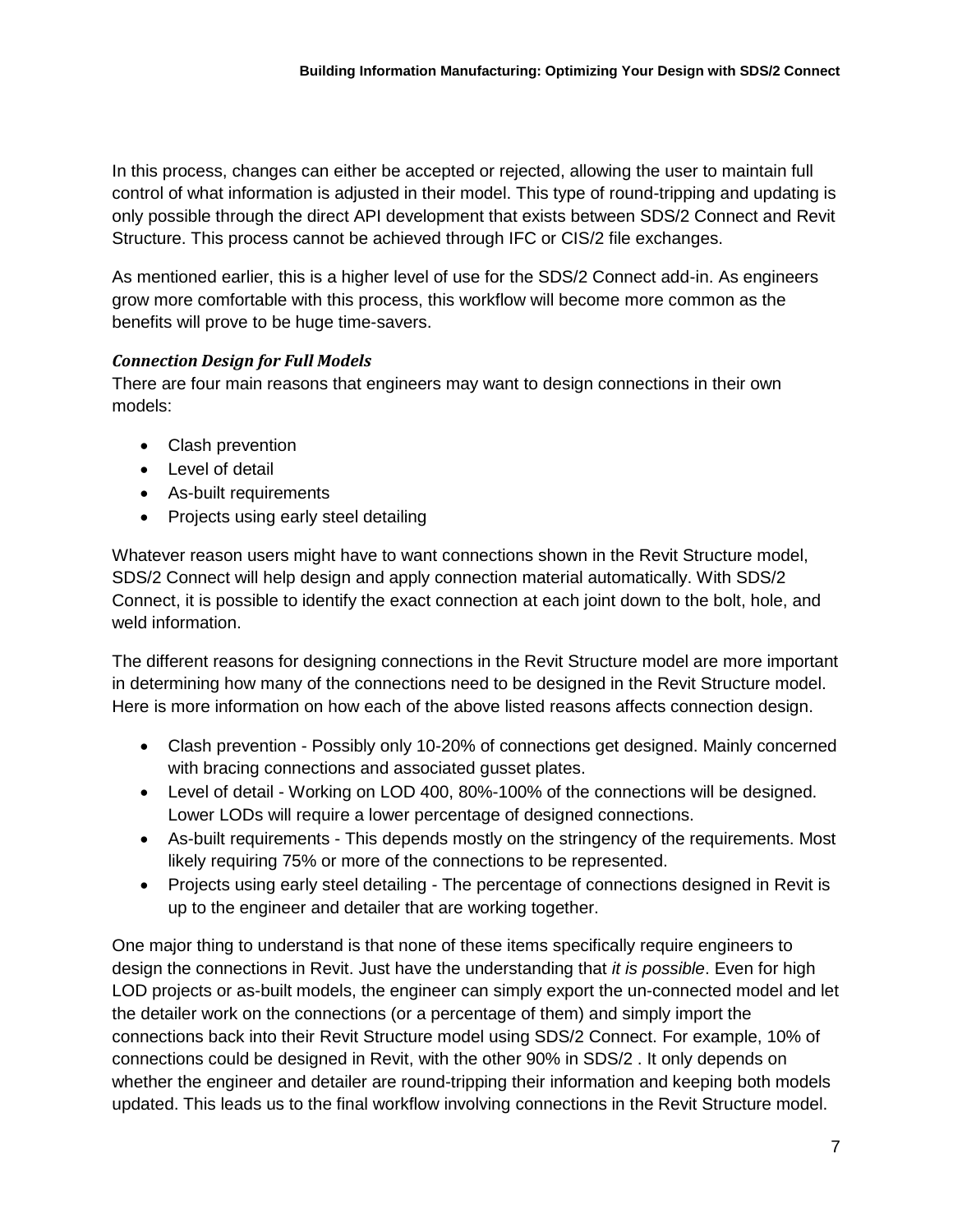In this process, changes can either be accepted or rejected, allowing the user to maintain full control of what information is adjusted in their model. This type of round-tripping and updating is only possible through the direct API development that exists between SDS/2 Connect and Revit Structure. This process cannot be achieved through IFC or CIS/2 file exchanges.

As mentioned earlier, this is a higher level of use for the SDS/2 Connect add-in. As engineers grow more comfortable with this process, this workflow will become more common as the benefits will prove to be huge time-savers.

***Connection Design for Full Models***

There are four main reasons that engineers may want to design connections in their own models:

- Clash prevention
- Level of detail
- As-built requirements
- Projects using early steel detailing

Whatever reason users might have to want connections shown in the Revit Structure model, SDS/2 Connect will help design and apply connection material automatically. With SDS/2 Connect, it is possible to identify the exact connection at each joint down to the bolt, hole, and weld information.

The different reasons for designing connections in the Revit Structure model are more important in determining how many of the connections need to be designed in the Revit Structure model. Here is more information on how each of the above listed reasons affects connection design.

- Clash prevention - Possibly only 10-20% of connections get designed. Mainly concerned with bracing connections and associated gusset plates.
- Level of detail - Working on LOD 400, 80%-100% of the connections will be designed. Lower LODs will require a lower percentage of designed connections.
- As-built requirements - This depends mostly on the stringency of the requirements. Most likely requiring 75% or more of the connections to be represented.
- Projects using early steel detailing - The percentage of connections designed in Revit is up to the engineer and detailer that are working together.

One major thing to understand is that none of these items specifically require engineers to design the connections in Revit. Just have the understanding that *it is possible*. Even for high LOD projects or as-built models, the engineer can simply export the un-connected model and let the detailer work on the connections (or a percentage of them) and simply import the connections back into their Revit Structure model using SDS/2 Connect. For example, 10% of connections could be designed in Revit, with the other 90% in SDS/2 . It only depends on whether the engineer and detailer are round-tripping their information and keeping both models updated. This leads us to the final workflow involving connections in the Revit Structure model.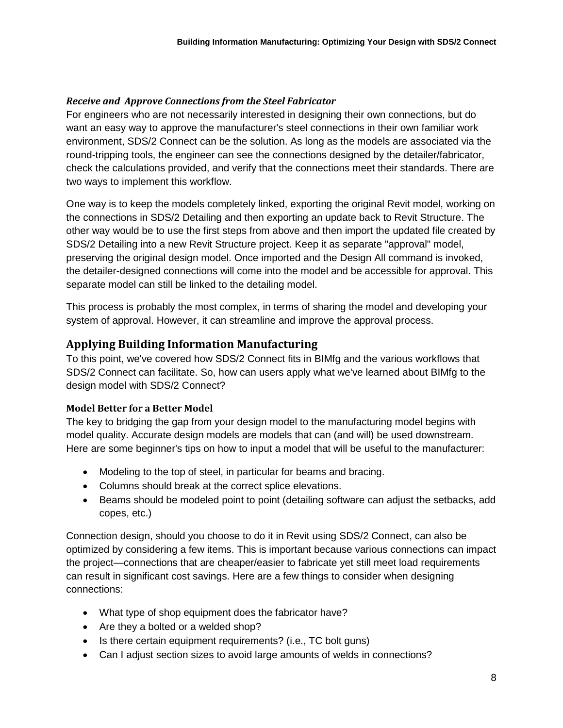### *Receive and Approve Connections from the Steel Fabricator*

For engineers who are not necessarily interested in designing their own connections, but do want an easy way to approve the manufacturer's steel connections in their own familiar work environment, SDS/2 Connect can be the solution. As long as the models are associated via the round-tripping tools, the engineer can see the connections designed by the detailer/fabricator, check the calculations provided, and verify that the connections meet their standards. There are two ways to implement this workflow.

One way is to keep the models completely linked, exporting the original Revit model, working on the connections in SDS/2 Detailing and then exporting an update back to Revit Structure. The other way would be to use the first steps from above and then import the updated file created by SDS/2 Detailing into a new Revit Structure project. Keep it as separate "approval" model, preserving the original design model. Once imported and the Design All command is invoked, the detailer-designed connections will come into the model and be accessible for approval. This separate model can still be linked to the detailing model.

This process is probably the most complex, in terms of sharing the model and developing your system of approval. However, it can streamline and improve the approval process.

## Applying Building Information Manufacturing

To this point, we've covered how SDS/2 Connect fits in BIMfg and the various workflows that SDS/2 Connect can facilitate. So, how can users apply what we've learned about BIMfg to the design model with SDS/2 Connect?

### Model Better for a Better Model

The key to bridging the gap from your design model to the manufacturing model begins with model quality. Accurate design models are models that can (and will) be used downstream. Here are some beginner's tips on how to input a model that will be useful to the manufacturer:

- Modeling to the top of steel, in particular for beams and bracing.
- Columns should break at the correct splice elevations.
- Beams should be modeled point to point (detailing software can adjust the setbacks, add copes, etc.)

Connection design, should you choose to do it in Revit using SDS/2 Connect, can also be optimized by considering a few items. This is important because various connections can impact the project—connections that are cheaper/easier to fabricate yet still meet load requirements can result in significant cost savings. Here are a few things to consider when designing connections:

- What type of shop equipment does the fabricator have?
- Are they a bolted or a welded shop?
- Is there certain equipment requirements? (i.e., TC bolt guns)
- Can I adjust section sizes to avoid large amounts of welds in connections?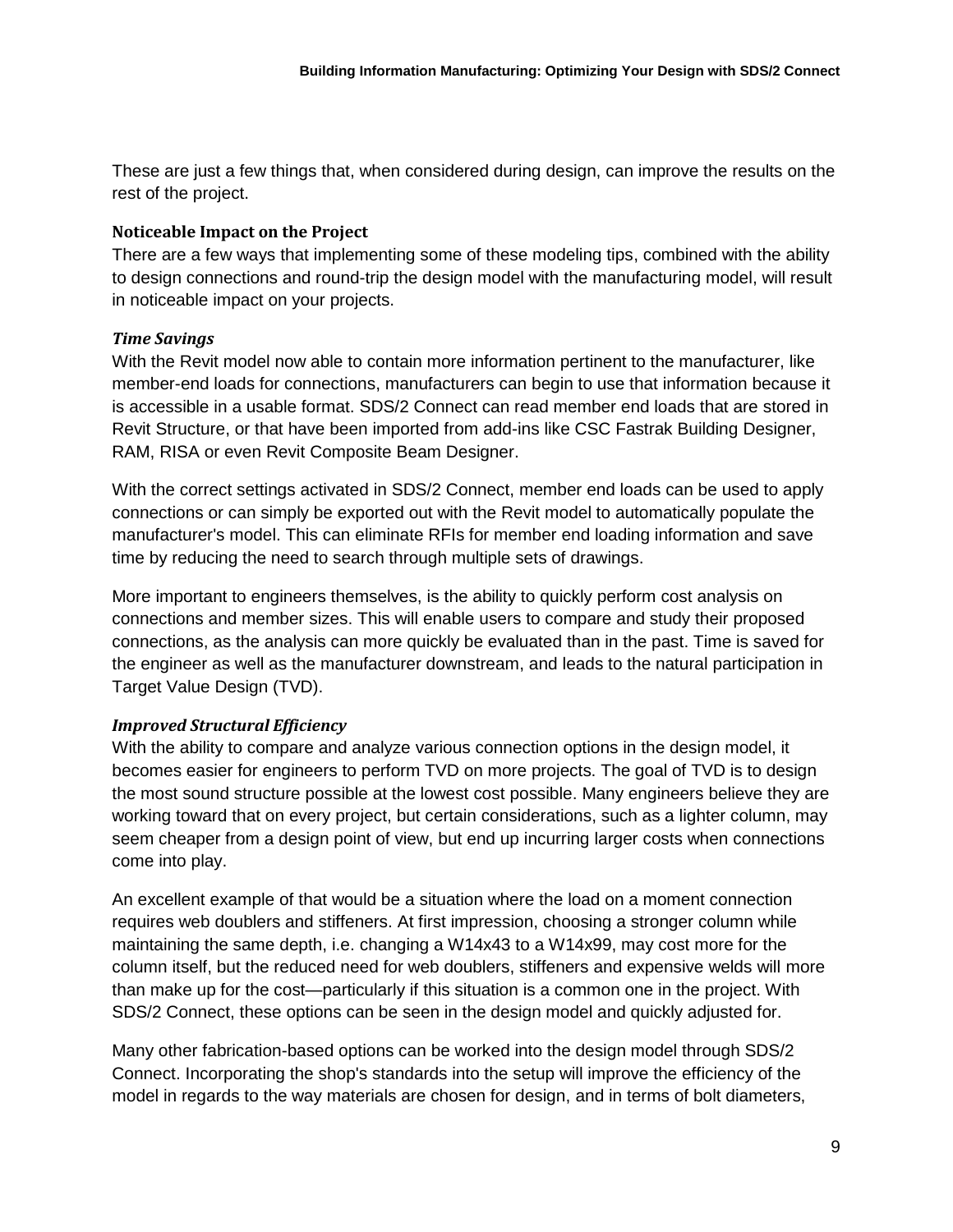These are just a few things that, when considered during design, can improve the results on the rest of the project.

### Noticeable Impact on the Project

There are a few ways that implementing some of these modeling tips, combined with the ability to design connections and round-trip the design model with the manufacturing model, will result in noticeable impact on your projects.

#### *Time Savings*

With the Revit model now able to contain more information pertinent to the manufacturer, like member-end loads for connections, manufacturers can begin to use that information because it is accessible in a usable format. SDS/2 Connect can read member end loads that are stored in Revit Structure, or that have been imported from add-ins like CSC Fastrak Building Designer, RAM, RISA or even Revit Composite Beam Designer.

With the correct settings activated in SDS/2 Connect, member end loads can be used to apply connections or can simply be exported out with the Revit model to automatically populate the manufacturer's model. This can eliminate RFIs for member end loading information and save time by reducing the need to search through multiple sets of drawings.

More important to engineers themselves, is the ability to quickly perform cost analysis on connections and member sizes. This will enable users to compare and study their proposed connections, as the analysis can more quickly be evaluated than in the past. Time is saved for the engineer as well as the manufacturer downstream, and leads to the natural participation in Target Value Design (TVD).

#### *Improved Structural Efficiency*

With the ability to compare and analyze various connection options in the design model, it becomes easier for engineers to perform TVD on more projects. The goal of TVD is to design the most sound structure possible at the lowest cost possible. Many engineers believe they are working toward that on every project, but certain considerations, such as a lighter column, may seem cheaper from a design point of view, but end up incurring larger costs when connections come into play.

An excellent example of that would be a situation where the load on a moment connection requires web doublers and stiffeners. At first impression, choosing a stronger column while maintaining the same depth, i.e. changing a W14x43 to a W14x99, may cost more for the column itself, but the reduced need for web doublers, stiffeners and expensive welds will more than make up for the cost—particularly if this situation is a common one in the project. With SDS/2 Connect, these options can be seen in the design model and quickly adjusted for.

Many other fabrication-based options can be worked into the design model through SDS/2 Connect. Incorporating the shop's standards into the setup will improve the efficiency of the model in regards to the way materials are chosen for design, and in terms of bolt diameters,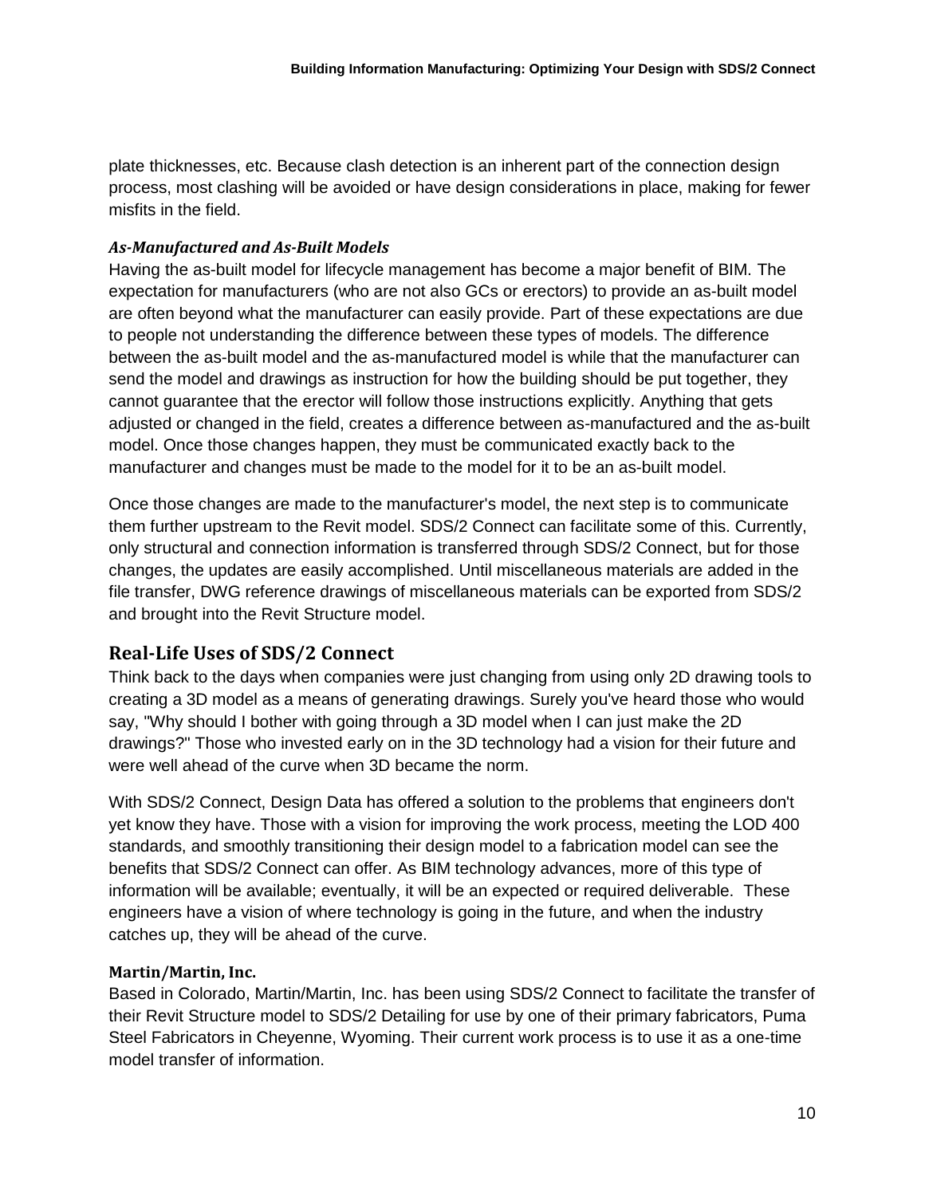plate thicknesses, etc. Because clash detection is an inherent part of the connection design process, most clashing will be avoided or have design considerations in place, making for fewer misfits in the field.

#### *As-Manufactured and As-Built Models*

Having the as-built model for lifecycle management has become a major benefit of BIM. The expectation for manufacturers (who are not also GCs or erectors) to provide an as-built model are often beyond what the manufacturer can easily provide. Part of these expectations are due to people not understanding the difference between these types of models. The difference between the as-built model and the as-manufactured model is while that the manufacturer can send the model and drawings as instruction for how the building should be put together, they cannot guarantee that the erector will follow those instructions explicitly. Anything that gets adjusted or changed in the field, creates a difference between as-manufactured and the as-built model. Once those changes happen, they must be communicated exactly back to the manufacturer and changes must be made to the model for it to be an as-built model.

Once those changes are made to the manufacturer's model, the next step is to communicate them further upstream to the Revit model. SDS/2 Connect can facilitate some of this. Currently, only structural and connection information is transferred through SDS/2 Connect, but for those changes, the updates are easily accomplished. Until miscellaneous materials are added in the file transfer, DWG reference drawings of miscellaneous materials can be exported from SDS/2 and brought into the Revit Structure model.

## Real-Life Uses of SDS/2 Connect

Think back to the days when companies were just changing from using only 2D drawing tools to creating a 3D model as a means of generating drawings. Surely you've heard those who would say, "Why should I bother with going through a 3D model when I can just make the 2D drawings?" Those who invested early on in the 3D technology had a vision for their future and were well ahead of the curve when 3D became the norm.

With SDS/2 Connect, Design Data has offered a solution to the problems that engineers don't yet know they have. Those with a vision for improving the work process, meeting the LOD 400 standards, and smoothly transitioning their design model to a fabrication model can see the benefits that SDS/2 Connect can offer. As BIM technology advances, more of this type of information will be available; eventually, it will be an expected or required deliverable. These engineers have a vision of where technology is going in the future, and when the industry catches up, they will be ahead of the curve.

#### Martin/Martin, Inc.

Based in Colorado, Martin/Martin, Inc. has been using SDS/2 Connect to facilitate the transfer of their Revit Structure model to SDS/2 Detailing for use by one of their primary fabricators, Puma Steel Fabricators in Cheyenne, Wyoming. Their current work process is to use it as a one-time model transfer of information.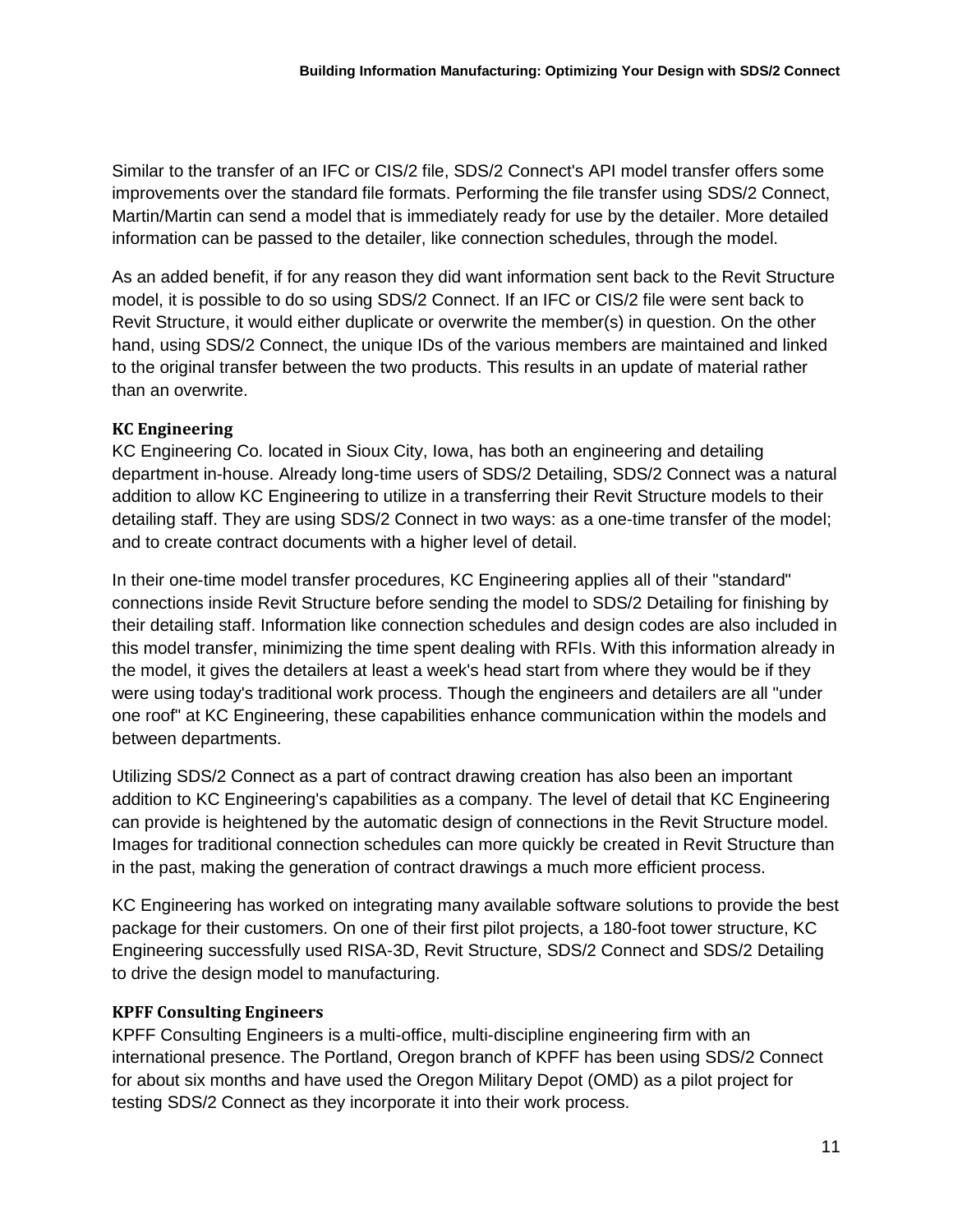Similar to the transfer of an IFC or CIS/2 file, SDS/2 Connect's API model transfer offers some improvements over the standard file formats. Performing the file transfer using SDS/2 Connect, Martin/Martin can send a model that is immediately ready for use by the detailer. More detailed information can be passed to the detailer, like connection schedules, through the model.

As an added benefit, if for any reason they did want information sent back to the Revit Structure model, it is possible to do so using SDS/2 Connect. If an IFC or CIS/2 file were sent back to Revit Structure, it would either duplicate or overwrite the member(s) in question. On the other hand, using SDS/2 Connect, the unique IDs of the various members are maintained and linked to the original transfer between the two products. This results in an update of material rather than an overwrite.

### KC Engineering

KC Engineering Co. located in Sioux City, Iowa, has both an engineering and detailing department in-house. Already long-time users of SDS/2 Detailing, SDS/2 Connect was a natural addition to allow KC Engineering to utilize in a transferring their Revit Structure models to their detailing staff. They are using SDS/2 Connect in two ways: as a one-time transfer of the model; and to create contract documents with a higher level of detail.

In their one-time model transfer procedures, KC Engineering applies all of their "standard" connections inside Revit Structure before sending the model to SDS/2 Detailing for finishing by their detailing staff. Information like connection schedules and design codes are also included in this model transfer, minimizing the time spent dealing with RFIs. With this information already in the model, it gives the detailers at least a week's head start from where they would be if they were using today's traditional work process. Though the engineers and detailers are all "under one roof" at KC Engineering, these capabilities enhance communication within the models and between departments.

Utilizing SDS/2 Connect as a part of contract drawing creation has also been an important addition to KC Engineering's capabilities as a company. The level of detail that KC Engineering can provide is heightened by the automatic design of connections in the Revit Structure model. Images for traditional connection schedules can more quickly be created in Revit Structure than in the past, making the generation of contract drawings a much more efficient process.

KC Engineering has worked on integrating many available software solutions to provide the best package for their customers. On one of their first pilot projects, a 180-foot tower structure, KC Engineering successfully used RISA-3D, Revit Structure, SDS/2 Connect and SDS/2 Detailing to drive the design model to manufacturing.

### KPFF Consulting Engineers

KPFF Consulting Engineers is a multi-office, multi-discipline engineering firm with an international presence. The Portland, Oregon branch of KPFF has been using SDS/2 Connect for about six months and have used the Oregon Military Depot (OMD) as a pilot project for testing SDS/2 Connect as they incorporate it into their work process.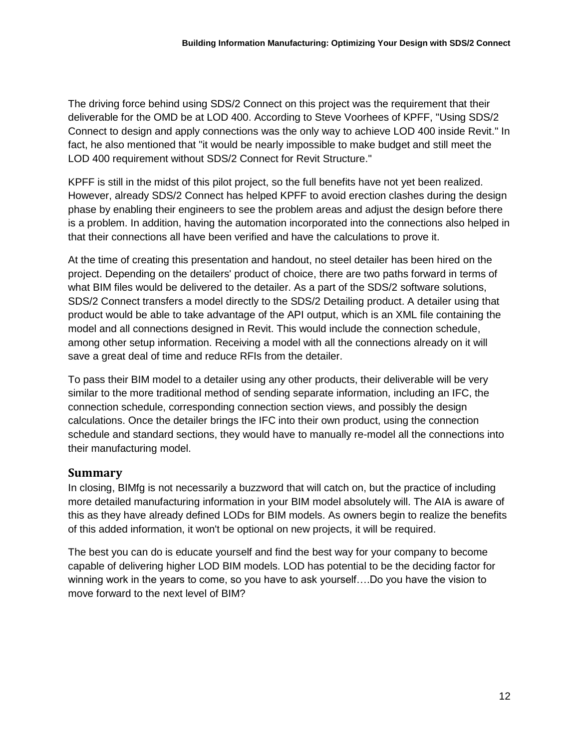The driving force behind using SDS/2 Connect on this project was the requirement that their deliverable for the OMD be at LOD 400. According to Steve Voorhees of KPFF, "Using SDS/2 Connect to design and apply connections was the only way to achieve LOD 400 inside Revit." In fact, he also mentioned that "it would be nearly impossible to make budget and still meet the LOD 400 requirement without SDS/2 Connect for Revit Structure."

KPFF is still in the midst of this pilot project, so the full benefits have not yet been realized. However, already SDS/2 Connect has helped KPFF to avoid erection clashes during the design phase by enabling their engineers to see the problem areas and adjust the design before there is a problem. In addition, having the automation incorporated into the connections also helped in that their connections all have been verified and have the calculations to prove it.

At the time of creating this presentation and handout, no steel detailer has been hired on the project. Depending on the detailers' product of choice, there are two paths forward in terms of what BIM files would be delivered to the detailer. As a part of the SDS/2 software solutions, SDS/2 Connect transfers a model directly to the SDS/2 Detailing product. A detailer using that product would be able to take advantage of the API output, which is an XML file containing the model and all connections designed in Revit. This would include the connection schedule, among other setup information. Receiving a model with all the connections already on it will save a great deal of time and reduce RFIs from the detailer.

To pass their BIM model to a detailer using any other products, their deliverable will be very similar to the more traditional method of sending separate information, including an IFC, the connection schedule, corresponding connection section views, and possibly the design calculations. Once the detailer brings the IFC into their own product, using the connection schedule and standard sections, they would have to manually re-model all the connections into their manufacturing model.

## Summary

In closing, BIMfg is not necessarily a buzzword that will catch on, but the practice of including more detailed manufacturing information in your BIM model absolutely will. The AIA is aware of this as they have already defined LODs for BIM models. As owners begin to realize the benefits of this added information, it won't be optional on new projects, it will be required.

The best you can do is educate yourself and find the best way for your company to become capable of delivering higher LOD BIM models. LOD has potential to be the deciding factor for winning work in the years to come, so you have to ask yourself….Do you have the vision to move forward to the next level of BIM?